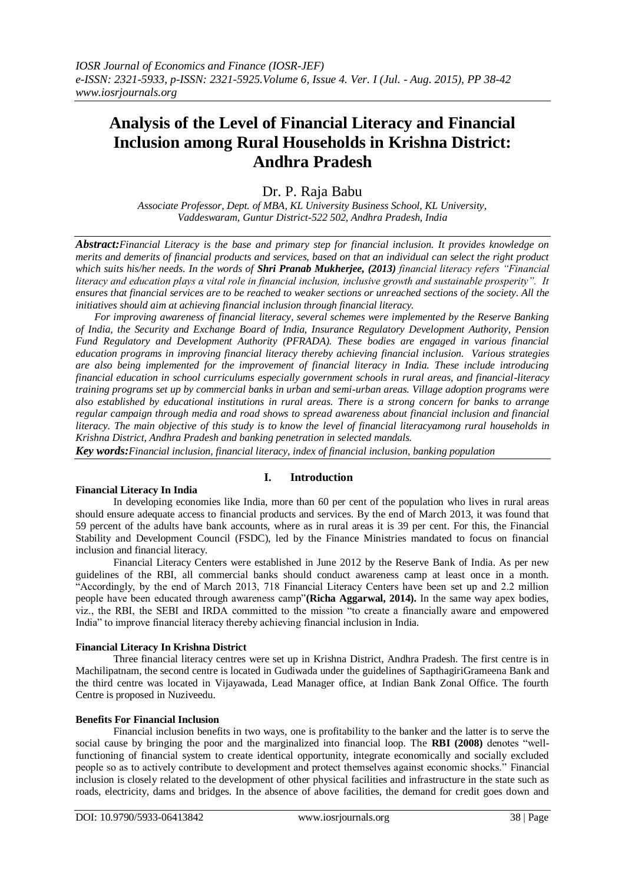# Analysis of the Level of Financial Literacy and Financial Inclusion among Rural Households in Krishna District: Andhra Pradesh

Dr. P. Raja Babu

*Associate Professor, Dept. of MBA, KL University Business School, KL University, Vaddeswaram, Guntur District-522 502, Andhra Pradesh, India*

***Abstract:****Financial Literacy is the base and primary step for financial inclusion. It provides knowledge on merits and demerits of financial products and services, based on that an individual can select the right product which suits his/her needs. In the words of* ***Shri Pranab Mukherjee, (2013)*** *financial literacy refers "Financial literacy and education plays a vital role in financial inclusion, inclusive growth and sustainable prosperity". It ensures that financial services are to be reached to weaker sections or unreached sections of the society. All the initiatives should aim at achieving financial inclusion through financial literacy.*

*For improving awareness of financial literacy, several schemes were implemented by the Reserve Banking of India, the Security and Exchange Board of India, Insurance Regulatory Development Authority, Pension Fund Regulatory and Development Authority (PFRADA). These bodies are engaged in various financial education programs in improving financial literacy thereby achieving financial inclusion. Various strategies are also being implemented for the improvement of financial literacy in India. These include introducing financial education in school curriculums especially government schools in rural areas, and financial-literacy training programs set up by commercial banks in urban and semi-urban areas. Village adoption programs were also established by educational institutions in rural areas. There is a strong concern for banks to arrange regular campaign through media and road shows to spread awareness about financial inclusion and financial literacy. The main objective of this study is to know the level of financial literacyamong rural households in Krishna District, Andhra Pradesh and banking penetration in selected mandals.*

***Key words:****Financial inclusion, financial literacy, index of financial inclusion, banking population*

## I. Introduction

### Financial Literacy In India

In developing economies like India, more than 60 per cent of the population who lives in rural areas should ensure adequate access to financial products and services. By the end of March 2013, it was found that 59 percent of the adults have bank accounts, where as in rural areas it is 39 per cent. For this, the Financial Stability and Development Council (FSDC), led by the Finance Ministries mandated to focus on financial inclusion and financial literacy.

Financial Literacy Centers were established in June 2012 by the Reserve Bank of India. As per new guidelines of the RBI, all commercial banks should conduct awareness camp at least once in a month. "Accordingly, by the end of March 2013, 718 Financial Literacy Centers have been set up and 2.2 million people have been educated through awareness camp"**(Richa Aggarwal, 2014).** In the same way apex bodies, viz., the RBI, the SEBI and IRDA committed to the mission "to create a financially aware and empowered India" to improve financial literacy thereby achieving financial inclusion in India.

### Financial Literacy In Krishna District

Three financial literacy centres were set up in Krishna District, Andhra Pradesh. The first centre is in Machilipatnam, the second centre is located in Gudiwada under the guidelines of SapthagiriGrameena Bank and the third centre was located in Vijayawada, Lead Manager office, at Indian Bank Zonal Office. The fourth Centre is proposed in Nuziveedu.

### Benefits For Financial Inclusion

Financial inclusion benefits in two ways, one is profitability to the banker and the latter is to serve the social cause by bringing the poor and the marginalized into financial loop. The **RBI (2008)** denotes "well-functioning of financial system to create identical opportunity, integrate economically and socially excluded people so as to actively contribute to development and protect themselves against economic shocks." Financial inclusion is closely related to the development of other physical facilities and infrastructure in the state such as roads, electricity, dams and bridges. In the absence of above facilities, the demand for credit goes down and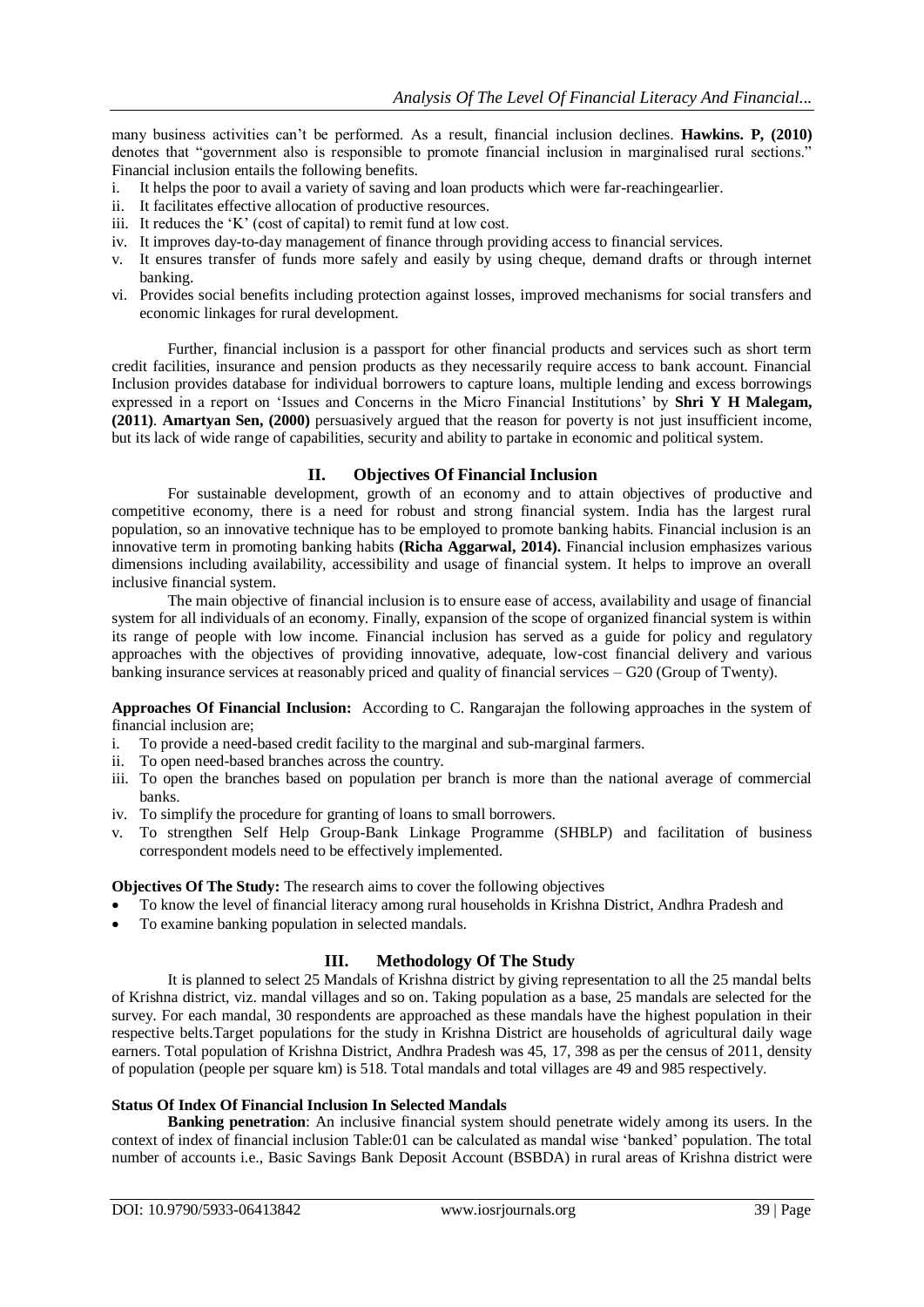many business activities can't be performed. As a result, financial inclusion declines. **Hawkins. P, (2010)** denotes that "government also is responsible to promote financial inclusion in marginalised rural sections." Financial inclusion entails the following benefits.

i. It helps the poor to avail a variety of saving and loan products which were far-reachingearlier.
ii. It facilitates effective allocation of productive resources.
iii. It reduces the 'K' (cost of capital) to remit fund at low cost.
iv. It improves day-to-day management of finance through providing access to financial services.
v. It ensures transfer of funds more safely and easily by using cheque, demand drafts or through internet banking.
vi. Provides social benefits including protection against losses, improved mechanisms for social transfers and economic linkages for rural development.

Further, financial inclusion is a passport for other financial products and services such as short term credit facilities, insurance and pension products as they necessarily require access to bank account. Financial Inclusion provides database for individual borrowers to capture loans, multiple lending and excess borrowings expressed in a report on 'Issues and Concerns in the Micro Financial Institutions' by **Shri Y H Malegam, (2011)**. **Amartyan Sen, (2000)** persuasively argued that the reason for poverty is not just insufficient income, but its lack of wide range of capabilities, security and ability to partake in economic and political system.

## II. Objectives Of Financial Inclusion

For sustainable development, growth of an economy and to attain objectives of productive and competitive economy, there is a need for robust and strong financial system. India has the largest rural population, so an innovative technique has to be employed to promote banking habits. Financial inclusion is an innovative term in promoting banking habits **(Richa Aggarwal, 2014).** Financial inclusion emphasizes various dimensions including availability, accessibility and usage of financial system. It helps to improve an overall inclusive financial system.

The main objective of financial inclusion is to ensure ease of access, availability and usage of financial system for all individuals of an economy. Finally, expansion of the scope of organized financial system is within its range of people with low income. Financial inclusion has served as a guide for policy and regulatory approaches with the objectives of providing innovative, adequate, low-cost financial delivery and various banking insurance services at reasonably priced and quality of financial services – G20 (Group of Twenty).

**Approaches Of Financial Inclusion:** According to C. Rangarajan the following approaches in the system of financial inclusion are;

i. To provide a need-based credit facility to the marginal and sub-marginal farmers.
ii. To open need-based branches across the country.
iii. To open the branches based on population per branch is more than the national average of commercial banks.
iv. To simplify the procedure for granting of loans to small borrowers.
v. To strengthen Self Help Group-Bank Linkage Programme (SHBLP) and facilitation of business correspondent models need to be effectively implemented.

**Objectives Of The Study:** The research aims to cover the following objectives

- To know the level of financial literacy among rural households in Krishna District, Andhra Pradesh and
- To examine banking population in selected mandals.

## III. Methodology Of The Study

It is planned to select 25 Mandals of Krishna district by giving representation to all the 25 mandal belts of Krishna district, viz. mandal villages and so on. Taking population as a base, 25 mandals are selected for the survey. For each mandal, 30 respondents are approached as these mandals have the highest population in their respective belts.Target populations for the study in Krishna District are households of agricultural daily wage earners. Total population of Krishna District, Andhra Pradesh was 45, 17, 398 as per the census of 2011, density of population (people per square km) is 518. Total mandals and total villages are 49 and 985 respectively.

**Status Of Index Of Financial Inclusion In Selected Mandals**

**Banking penetration**: An inclusive financial system should penetrate widely among its users. In the context of index of financial inclusion Table:01 can be calculated as mandal wise 'banked' population. The total number of accounts i.e., Basic Savings Bank Deposit Account (BSBDA) in rural areas of Krishna district were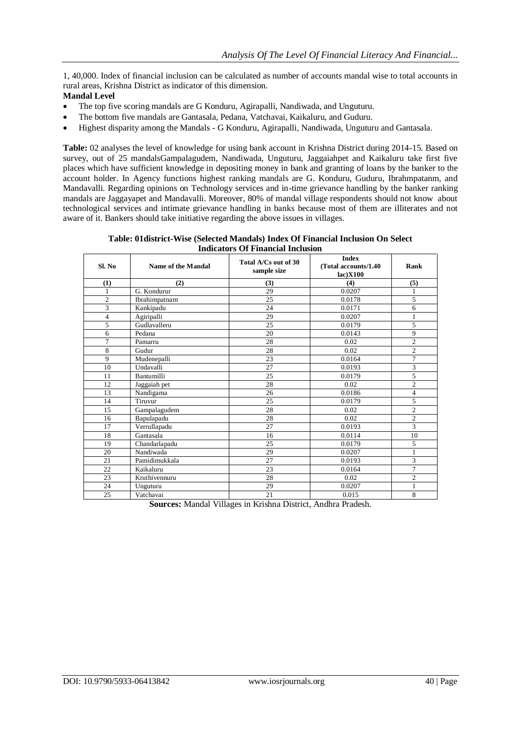1, 40,000. Index of financial inclusion can be calculated as number of accounts mandal wise to total accounts in rural areas, Krishna District as indicator of this dimension.

**Mandal Level**

- The top five scoring mandals are G Konduru, Agirapalli, Nandiwada, and Unguturu.
- The bottom five mandals are Gantasala, Pedana, Vatchavai, Kaikaluru, and Guduru.
- Highest disparity among the Mandals - G Konduru, Agirapalli, Nandiwada, Unguturu and Gantasala.

**Table:** 02 analyses the level of knowledge for using bank account in Krishna District during 2014-15. Based on survey, out of 25 mandalsGampalagudem, Nandiwada, Unguturu, Jaggaiahpet and Kaikaluru take first five places which have sufficient knowledge in depositing money in bank and granting of loans by the banker to the account holder. In Agency functions highest ranking mandals are G. Konduru, Guduru, Ibrahmpatanm, and Mandavalli. Regarding opinions on Technology services and in-time grievance handling by the banker ranking mandals are Jaggayapet and Mandavalli. Moreover, 80% of mandal village respondents should not know about technological services and intimate grievance handling in banks because most of them are illiterates and not aware of it. Bankers should take initiative regarding the above issues in villages.

**Table: 01district-Wise (Selected Mandals) Index Of Financial Inclusion On Select Indicators Of Financial Inclusion**

| Sl. No | Name of the Mandal | Total A/Cs out of 30 sample size | Index (Total accounts/1.40 lac)X100 | Rank |
|---|---|---|---|---|
| (1) | (2) | (3) | (4) | (5) |
| 1 | G. Kondurur | 29 | 0.0207 | 1 |
| 2 | Ibrahimpatnam | 25 | 0.0178 | 5 |
| 3 | Kankipadu | 24 | 0.0171 | 6 |
| 4 | Agiripalli | 29 | 0.0207 | 1 |
| 5 | Gudlavalleru | 25 | 0.0179 | 5 |
| 6 | Pedana | 20 | 0.0143 | 9 |
| 7 | Pamarru | 28 | 0.02 | 2 |
| 8 | Gudur | 28 | 0.02 | 2 |
| 9 | Mudenepalli | 23 | 0.0164 | 7 |
| 10 | Undavalli | 27 | 0.0193 | 3 |
| 11 | Bantumilli | 25 | 0.0179 | 5 |
| 12 | Jaggaiah pet | 28 | 0.02 | 2 |
| 13 | Nandigama | 26 | 0.0186 | 4 |
| 14 | Tiruvur | 25 | 0.0179 | 5 |
| 15 | Gampalagudem | 28 | 0.02 | 2 |
| 16 | Bapulapadu | 28 | 0.02 | 2 |
| 17 | Verrullapadu | 27 | 0.0193 | 3 |
| 18 | Gantasala | 16 | 0.0114 | 10 |
| 19 | Chandarlapadu | 25 | 0.0179 | 5 |
| 20 | Nandiwada | 29 | 0.0207 | 1 |
| 21 | Pamidimukkala | 27 | 0.0193 | 3 |
| 22 | Kaikaluru | 23 | 0.0164 | 7 |
| 23 | Kruthivennuru | 28 | 0.02 | 2 |
| 24 | Unguturu | 29 | 0.0207 | 1 |
| 25 | Vatchavai | 21 | 0.015 | 8 |

**Sources:** Mandal Villages in Krishna District, Andhra Pradesh.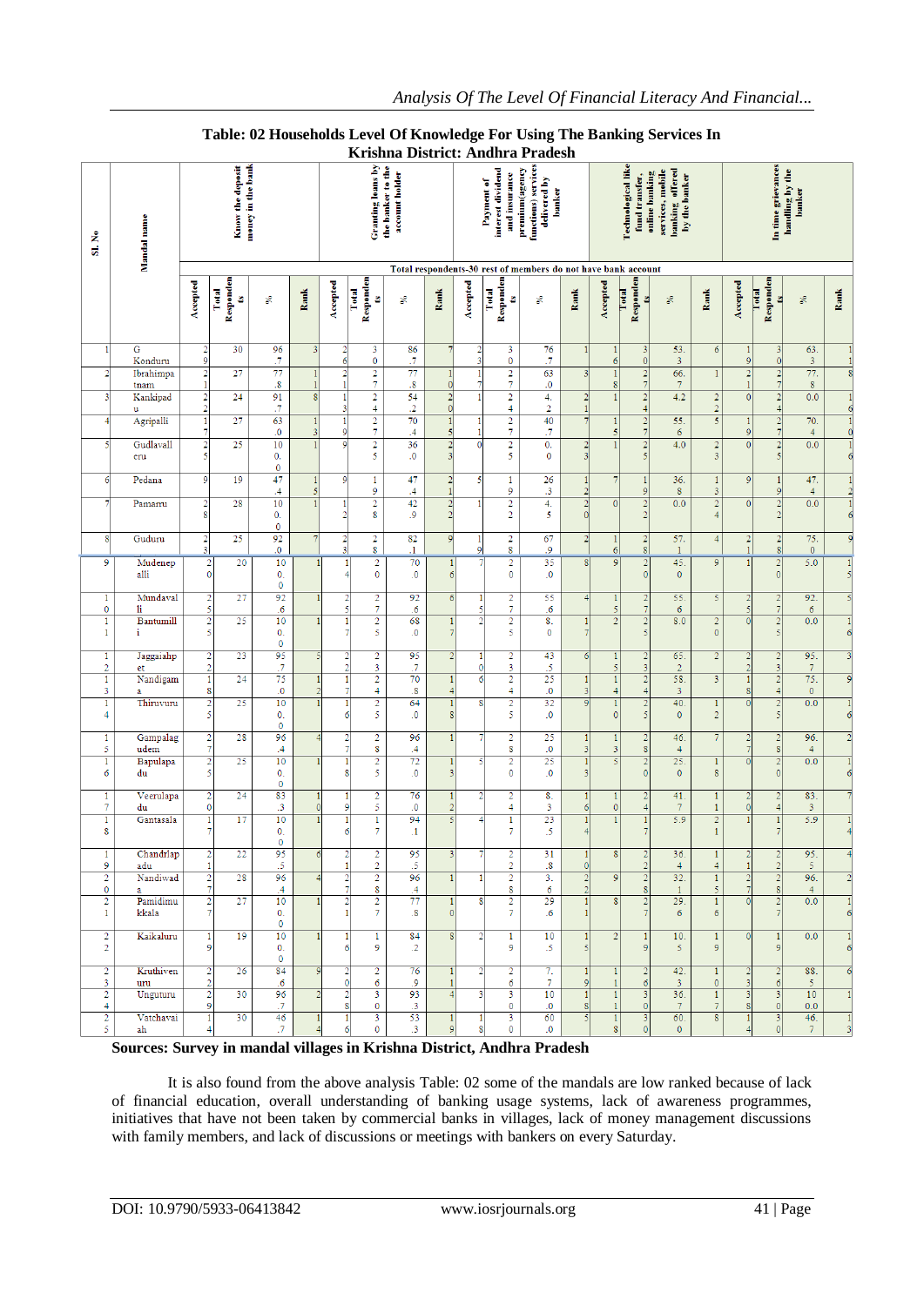**Table: 02 Households Level Of Knowledge For Using The Banking Services In Krishna District: Andhra Pradesh**

| Sl. No | Mandal name | Know the deposit money in the bank | | | | Granting loans by the banker to the account holder | | | | Payment of interest dividend and insurance premium(agency functions) services delivered by banker | | | | Technological like fund transfer, online banking services, mobile banking offered by the banker | | | | In time grievances handling by the banker | | | |
|---|---|---|---|---|---|---|---|---|---|---|---|---|---|---|---|---|---|---|---|---|---|
| | | Total respondents-30 rest of members do not have bank account | | | | | | | | | | | | | | | | | | | |
| | | Accepted | Total Respondents | % | Rank | Accepted | Total Respondents | % | Rank | Accepted | Total Respondents | % | Rank | Accepted | Total Respondents | % | Rank | Accepted | Total Respondents | % | Rank |
| 1 | G Konduru | 29 | 30 | 96.7 | 3 | 26 | 30 | 86.7 | 7 | 23 | 30 | 76.7 | 1 | 16 | 30 | 53.3 | 6 | 19 | 30 | 63.3 | 11 |
| 2 | Ibrahimpatnam | 21 | 27 | 77.8 | 11 | 21 | 27 | 77.8 | 10 | 17 | 27 | 63.0 | 3 | 18 | 27 | 66.7 | 1 | 21 | 27 | 77.8 | 8 |
| 3 | Kankipadu | 22 | 24 | 91.7 | 8 | 13 | 24 | 54.2 | 20 | 1 | 24 | 4.2 | 21 | 1 | 24 | 4.2 | 22 | 0 | 24 | 0.0 | 16 |
| 4 | Agripalli | 17 | 27 | 63.0 | 13 | 19 | 27 | 70.4 | 15 | 11 | 27 | 40.7 | 7 | 15 | 27 | 55.6 | 5 | 19 | 27 | 70.4 | 10 |
| 5 | Gudlavalleru | 25 | 25 | 100.0 | 1 | 9 | 25 | 36.0 | 23 | 0 | 25 | 0.0 | 23 | 1 | 25 | 4.0 | 23 | 0 | 25 | 0.0 | 16 |
| 6 | Pedana | 9 | 19 | 47.4 | 15 | 9 | 19 | 47.4 | 21 | 5 | 19 | 26.3 | 12 | 7 | 19 | 36.8 | 13 | 9 | 19 | 47.4 | 12 |
| 7 | Pamarru | 28 | 28 | 100.0 | 1 | 12 | 28 | 42.9 | 22 | 1 | 22 | 4.5 | 20 | 0 | 22 | 0.0 | 24 | 0 | 22 | 0.0 | 16 |
| 8 | Guduru | 23 | 25 | 92.0 | 7 | 23 | 28 | 82.1 | 9 | 19 | 28 | 67.9 | 2 | 16 | 28 | 57.1 | 4 | 21 | 28 | 75.0 | 9 |
| 9 | Mudenepalli | 20 | 20 | 100.0 | 1 | 14 | 20 | 70.0 | 16 | 7 | 20 | 35.0 | 8 | 9 | 20 | 45.0 | 9 | 1 | 20 | 5.0 | 15 |
| 10 | Mundavalli | 25 | 27 | 92.6 | 1 | 25 | 27 | 92.6 | 6 | 15 | 27 | 55.6 | 4 | 15 | 27 | 55.6 | 5 | 25 | 27 | 92.6 | 5 |
| 11 | Bantumilli | 25 | 25 | 100.0 | 1 | 17 | 25 | 68.0 | 17 | 2 | 25 | 8.0 | 17 | 2 | 25 | 8.0 | 20 | 0 | 25 | 0.0 | 16 |
| 12 | Jaggaiahpet | 22 | 23 | 95.7 | 5 | 22 | 23 | 95.7 | 2 | 10 | 23 | 43.5 | 6 | 15 | 23 | 65.2 | 2 | 22 | 23 | 95.7 | 3 |
| 13 | Nandigama | 18 | 24 | 75.0 | 12 | 17 | 24 | 70.8 | 14 | 6 | 24 | 25.0 | 13 | 14 | 24 | 58.3 | 3 | 18 | 24 | 75.0 | 9 |
| 14 | Thiruvuru | 25 | 25 | 100.0 | 1 | 16 | 25 | 64.0 | 18 | 8 | 25 | 32.0 | 9 | 10 | 25 | 40.0 | 12 | 0 | 25 | 0.0 | 16 |
| 15 | Gampalagudem | 27 | 28 | 96.4 | 4 | 27 | 28 | 96.4 | 1 | 7 | 28 | 25.0 | 13 | 13 | 28 | 46.4 | 7 | 27 | 28 | 96.4 | 2 |
| 16 | Bapulapadu | 25 | 25 | 100.0 | 1 | 18 | 25 | 72.0 | 13 | 5 | 20 | 25.0 | 13 | 5 | 20 | 25.0 | 18 | 0 | 20 | 0.0 | 16 |
| 17 | Veerulapadu | 20 | 24 | 83.3 | 10 | 19 | 25 | 76.0 | 12 | 2 | 24 | 8.3 | 16 | 10 | 24 | 41.7 | 11 | 20 | 24 | 83.3 | 7 |
| 18 | Gantasala | 17 | 17 | 100.0 | 1 | 16 | 17 | 94.1 | 5 | 4 | 17 | 23.5 | 14 | 1 | 17 | 5.9 | 21 | 1 | 17 | 5.9 | 14 |
| 19 | Chandrlapadu | 21 | 22 | 95.5 | 6 | 21 | 22 | 95.5 | 3 | 7 | 22 | 31.8 | 10 | 8 | 22 | 36.4 | 14 | 21 | 22 | 95.5 | 4 |
| 20 | Nandiwada | 27 | 28 | 96.4 | 4 | 27 | 28 | 96.4 | 1 | 1 | 28 | 3.6 | 22 | 9 | 28 | 32.1 | 15 | 27 | 28 | 96.4 | 2 |
| 21 | Pamidimukkala | 27 | 27 | 100.0 | 1 | 21 | 27 | 77.8 | 10 | 8 | 27 | 29.6 | 11 | 8 | 27 | 29.6 | 16 | 0 | 27 | 0.0 | 16 |
| 22 | Kaikaluru | 19 | 19 | 100.0 | 1 | 16 | 19 | 84.2 | 8 | 2 | 19 | 10.5 | 15 | 2 | 19 | 10.5 | 19 | 0 | 19 | 0.0 | 16 |
| 23 | Kruthivennu | 22 | 26 | 84.6 | 9 | 20 | 26 | 76.9 | 11 | 2 | 26 | 7.7 | 19 | 11 | 26 | 42.3 | 10 | 23 | 26 | 88.5 | 6 |
| 24 | Unguturu | 29 | 30 | 96.7 | 2 | 28 | 30 | 93.3 | 4 | 3 | 30 | 10.0 | 18 | 11 | 30 | 36.7 | 17 | 38 | 30 | 100.0 | 1 |
| 25 | Vatchavaiah | 14 | 30 | 46.7 | 14 | 16 | 30 | 53.3 | 19 | 18 | 30 | 60.0 | 5 | 18 | 30 | 60.0 | 8 | 14 | 30 | 46.7 | 13 |

**Sources: Survey in mandal villages in Krishna District, Andhra Pradesh**

It is also found from the above analysis Table: 02 some of the mandals are low ranked because of lack of financial education, overall understanding of banking usage systems, lack of awareness programmes, initiatives that have not been taken by commercial banks in villages, lack of money management discussions with family members, and lack of discussions or meetings with bankers on every Saturday.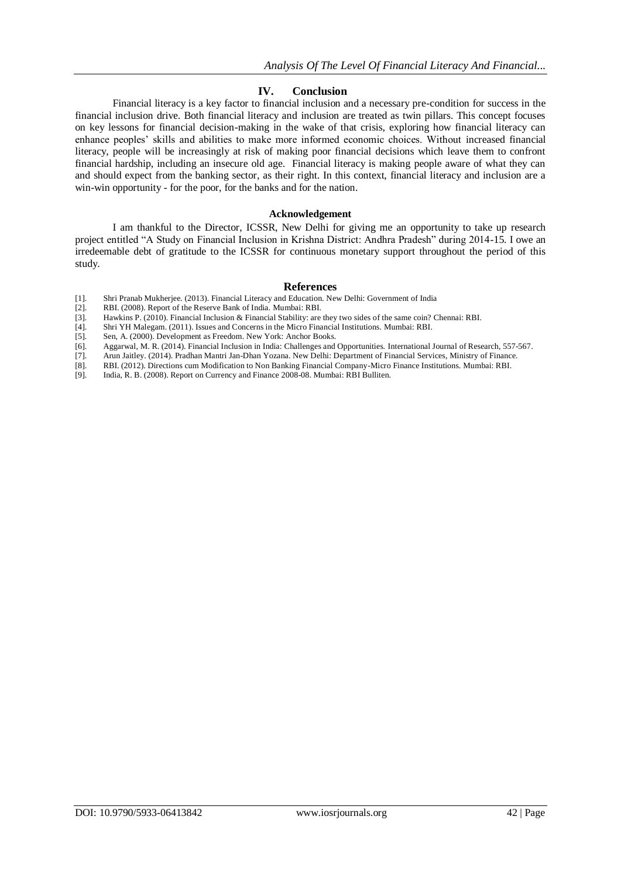## IV. Conclusion

Financial literacy is a key factor to financial inclusion and a necessary pre-condition for success in the financial inclusion drive. Both financial literacy and inclusion are treated as twin pillars. This concept focuses on key lessons for financial decision-making in the wake of that crisis, exploring how financial literacy can enhance peoples' skills and abilities to make more informed economic choices. Without increased financial literacy, people will be increasingly at risk of making poor financial decisions which leave them to confront financial hardship, including an insecure old age. Financial literacy is making people aware of what they can and should expect from the banking sector, as their right. In this context, financial literacy and inclusion are a win-win opportunity - for the poor, for the banks and for the nation.

### Acknowledgement

I am thankful to the Director, ICSSR, New Delhi for giving me an opportunity to take up research project entitled "A Study on Financial Inclusion in Krishna District: Andhra Pradesh" during 2014-15. I owe an irredeemable debt of gratitude to the ICSSR for continuous monetary support throughout the period of this study.

## References

[1]. Shri Pranab Mukherjee. (2013). Financial Literacy and Education. New Delhi: Government of India
[2]. RBI. (2008). Report of the Reserve Bank of India. Mumbai: RBI.
[3]. Hawkins P. (2010). Financial Inclusion & Financial Stability: are they two sides of the same coin? Chennai: RBI.
[4]. Shri YH Malegam. (2011). Issues and Concerns in the Micro Financial Institutions. Mumbai: RBI.
[5]. Sen, A. (2000). Development as Freedom. New York: Anchor Books.
[6]. Aggarwal, M. R. (2014). Financial Inclusion in India: Challenges and Opportunities. International Journal of Research, 557-567.
[7]. Arun Jaitley. (2014). Pradhan Mantri Jan-Dhan Yozana. New Delhi: Department of Financial Services, Ministry of Finance.
[8]. RBI. (2012). Directions cum Modification to Non Banking Financial Company-Micro Finance Institutions. Mumbai: RBI.
[9]. India, R. B. (2008). Report on Currency and Finance 2008-08. Mumbai: RBI Bulliten.